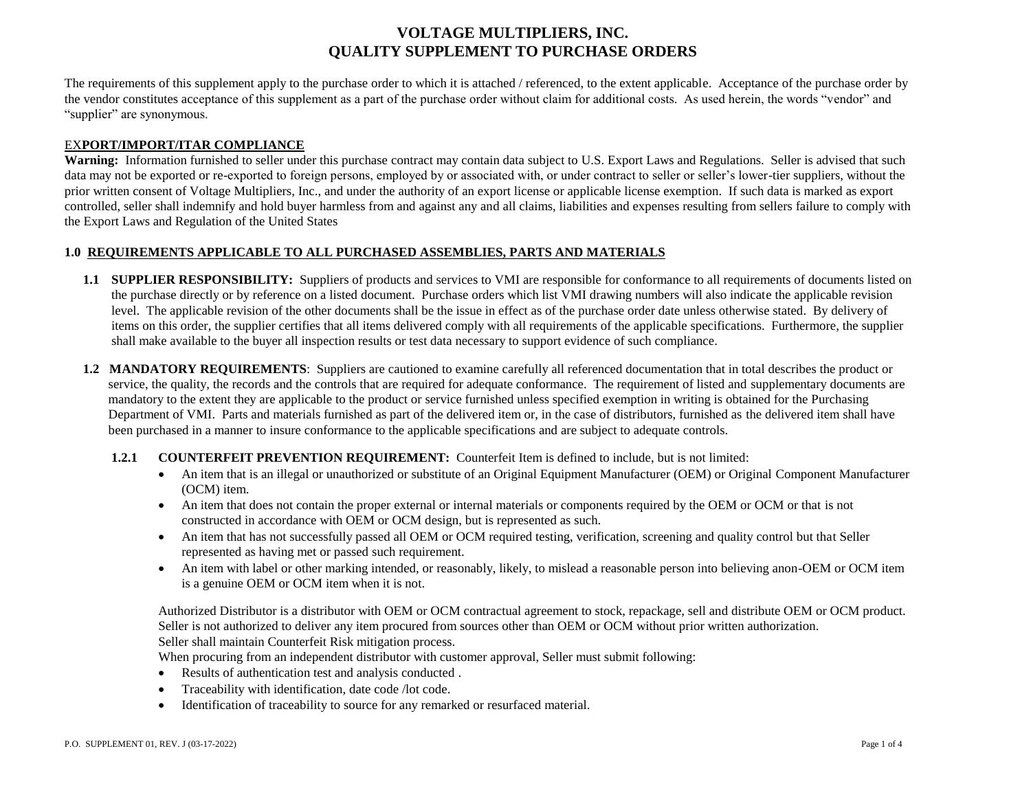# VOLTAGE MULTIPLIERS, INC.
# QUALITY SUPPLEMENT TO PURCHASE ORDERS

The requirements of this supplement apply to the purchase order to which it is attached / referenced, to the extent applicable. Acceptance of the purchase order by the vendor constitutes acceptance of this supplement as a part of the purchase order without claim for additional costs. As used herein, the words "vendor" and "supplier" are synonymous.

**EXPORT/IMPORT/ITAR COMPLIANCE**

**Warning:** Information furnished to seller under this purchase contract may contain data subject to U.S. Export Laws and Regulations. Seller is advised that such data may not be exported or re-exported to foreign persons, employed by or associated with, or under contract to seller or seller's lower-tier suppliers, without the prior written consent of Voltage Multipliers, Inc., and under the authority of an export license or applicable license exemption. If such data is marked as export controlled, seller shall indemnify and hold buyer harmless from and against any and all claims, liabilities and expenses resulting from sellers failure to comply with the Export Laws and Regulation of the United States

## 1.0 REQUIREMENTS APPLICABLE TO ALL PURCHASED ASSEMBLIES, PARTS AND MATERIALS

**1.1 SUPPLIER RESPONSIBILITY:** Suppliers of products and services to VMI are responsible for conformance to all requirements of documents listed on the purchase directly or by reference on a listed document. Purchase orders which list VMI drawing numbers will also indicate the applicable revision level. The applicable revision of the other documents shall be the issue in effect as of the purchase order date unless otherwise stated. By delivery of items on this order, the supplier certifies that all items delivered comply with all requirements of the applicable specifications. Furthermore, the supplier shall make available to the buyer all inspection results or test data necessary to support evidence of such compliance.

**1.2 MANDATORY REQUIREMENTS**: Suppliers are cautioned to examine carefully all referenced documentation that in total describes the product or service, the quality, the records and the controls that are required for adequate conformance. The requirement of listed and supplementary documents are mandatory to the extent they are applicable to the product or service furnished unless specified exemption in writing is obtained for the Purchasing Department of VMI. Parts and materials furnished as part of the delivered item or, in the case of distributors, furnished as the delivered item shall have been purchased in a manner to insure conformance to the applicable specifications and are subject to adequate controls.

**1.2.1 COUNTERFEIT PREVENTION REQUIREMENT:** Counterfeit Item is defined to include, but is not limited:

- An item that is an illegal or unauthorized or substitute of an Original Equipment Manufacturer (OEM) or Original Component Manufacturer (OCM) item.
- An item that does not contain the proper external or internal materials or components required by the OEM or OCM or that is not constructed in accordance with OEM or OCM design, but is represented as such.
- An item that has not successfully passed all OEM or OCM required testing, verification, screening and quality control but that Seller represented as having met or passed such requirement.
- An item with label or other marking intended, or reasonably, likely, to mislead a reasonable person into believing anon-OEM or OCM item is a genuine OEM or OCM item when it is not.

Authorized Distributor is a distributor with OEM or OCM contractual agreement to stock, repackage, sell and distribute OEM or OCM product. Seller is not authorized to deliver any item procured from sources other than OEM or OCM without prior written authorization.
Seller shall maintain Counterfeit Risk mitigation process.
When procuring from an independent distributor with customer approval, Seller must submit following:

- Results of authentication test and analysis conducted .
- Traceability with identification, date code /lot code.
- Identification of traceability to source for any remarked or resurfaced material.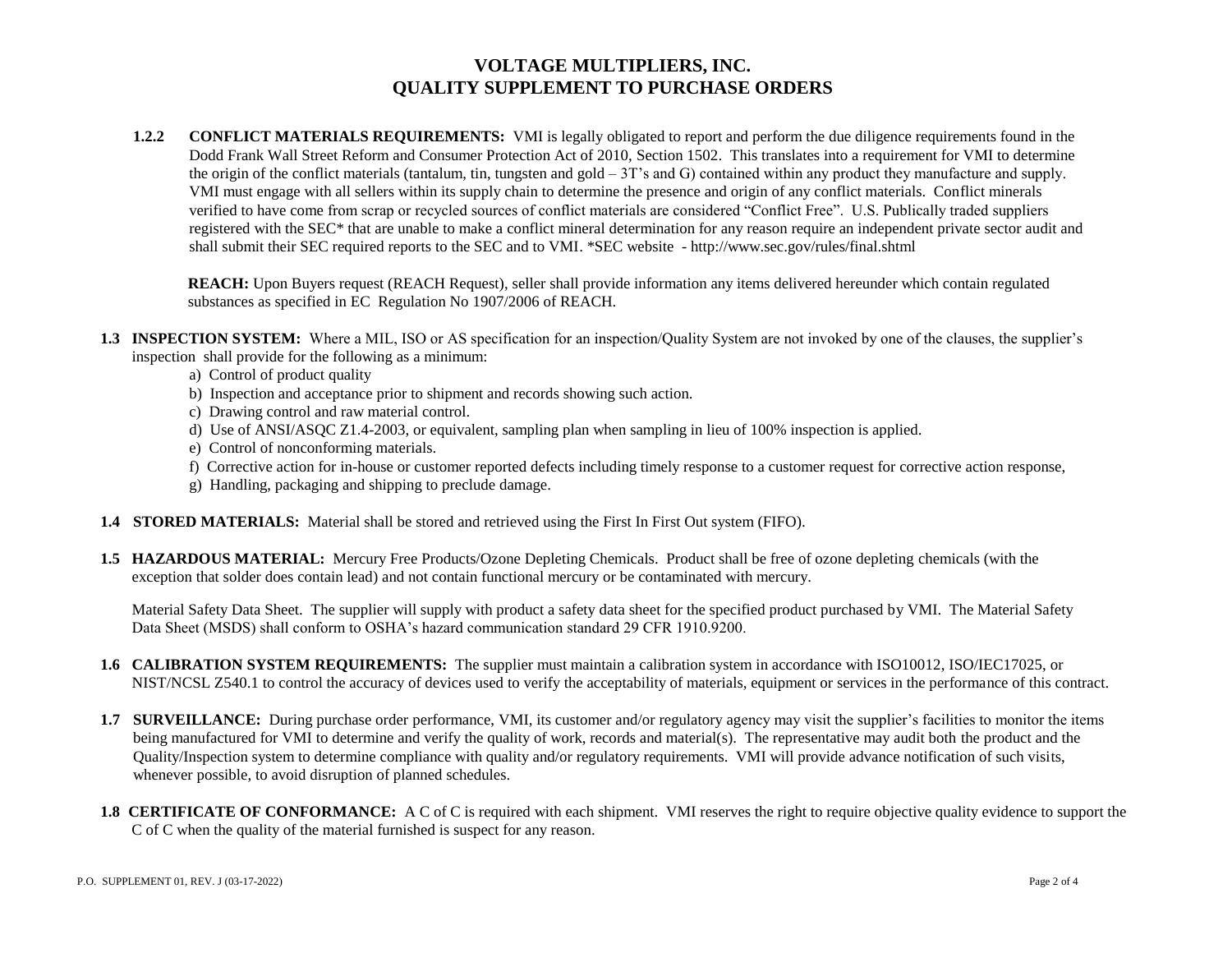# VOLTAGE MULTIPLIERS, INC.
# QUALITY SUPPLEMENT TO PURCHASE ORDERS

**1.2.2 CONFLICT MATERIALS REQUIREMENTS:** VMI is legally obligated to report and perform the due diligence requirements found in the Dodd Frank Wall Street Reform and Consumer Protection Act of 2010, Section 1502. This translates into a requirement for VMI to determine the origin of the conflict materials (tantalum, tin, tungsten and gold – 3T's and G) contained within any product they manufacture and supply. VMI must engage with all sellers within its supply chain to determine the presence and origin of any conflict materials. Conflict minerals verified to have come from scrap or recycled sources of conflict materials are considered "Conflict Free". U.S. Publically traded suppliers registered with the SEC* that are unable to make a conflict mineral determination for any reason require an independent private sector audit and shall submit their SEC required reports to the SEC and to VMI. *SEC website - http://www.sec.gov/rules/final.shtml

**REACH:** Upon Buyers request (REACH Request), seller shall provide information any items delivered hereunder which contain regulated substances as specified in EC Regulation No 1907/2006 of REACH.

**1.3 INSPECTION SYSTEM:** Where a MIL, ISO or AS specification for an inspection/Quality System are not invoked by one of the clauses, the supplier's inspection shall provide for the following as a minimum:

a) Control of product quality
b) Inspection and acceptance prior to shipment and records showing such action.
c) Drawing control and raw material control.
d) Use of ANSI/ASQC Z1.4-2003, or equivalent, sampling plan when sampling in lieu of 100% inspection is applied.
e) Control of nonconforming materials.
f) Corrective action for in-house or customer reported defects including timely response to a customer request for corrective action response,
g) Handling, packaging and shipping to preclude damage.

**1.4 STORED MATERIALS:** Material shall be stored and retrieved using the First In First Out system (FIFO).

**1.5 HAZARDOUS MATERIAL:** Mercury Free Products/Ozone Depleting Chemicals. Product shall be free of ozone depleting chemicals (with the exception that solder does contain lead) and not contain functional mercury or be contaminated with mercury.

Material Safety Data Sheet. The supplier will supply with product a safety data sheet for the specified product purchased by VMI. The Material Safety Data Sheet (MSDS) shall conform to OSHA's hazard communication standard 29 CFR 1910.9200.

**1.6 CALIBRATION SYSTEM REQUIREMENTS:** The supplier must maintain a calibration system in accordance with ISO10012, ISO/IEC17025, or NIST/NCSL Z540.1 to control the accuracy of devices used to verify the acceptability of materials, equipment or services in the performance of this contract.

**1.7 SURVEILLANCE:** During purchase order performance, VMI, its customer and/or regulatory agency may visit the supplier's facilities to monitor the items being manufactured for VMI to determine and verify the quality of work, records and material(s). The representative may audit both the product and the Quality/Inspection system to determine compliance with quality and/or regulatory requirements. VMI will provide advance notification of such visits, whenever possible, to avoid disruption of planned schedules.

**1.8 CERTIFICATE OF CONFORMANCE:** A C of C is required with each shipment. VMI reserves the right to require objective quality evidence to support the C of C when the quality of the material furnished is suspect for any reason.

P.O. SUPPLEMENT 01, REV. J (03-17-2022)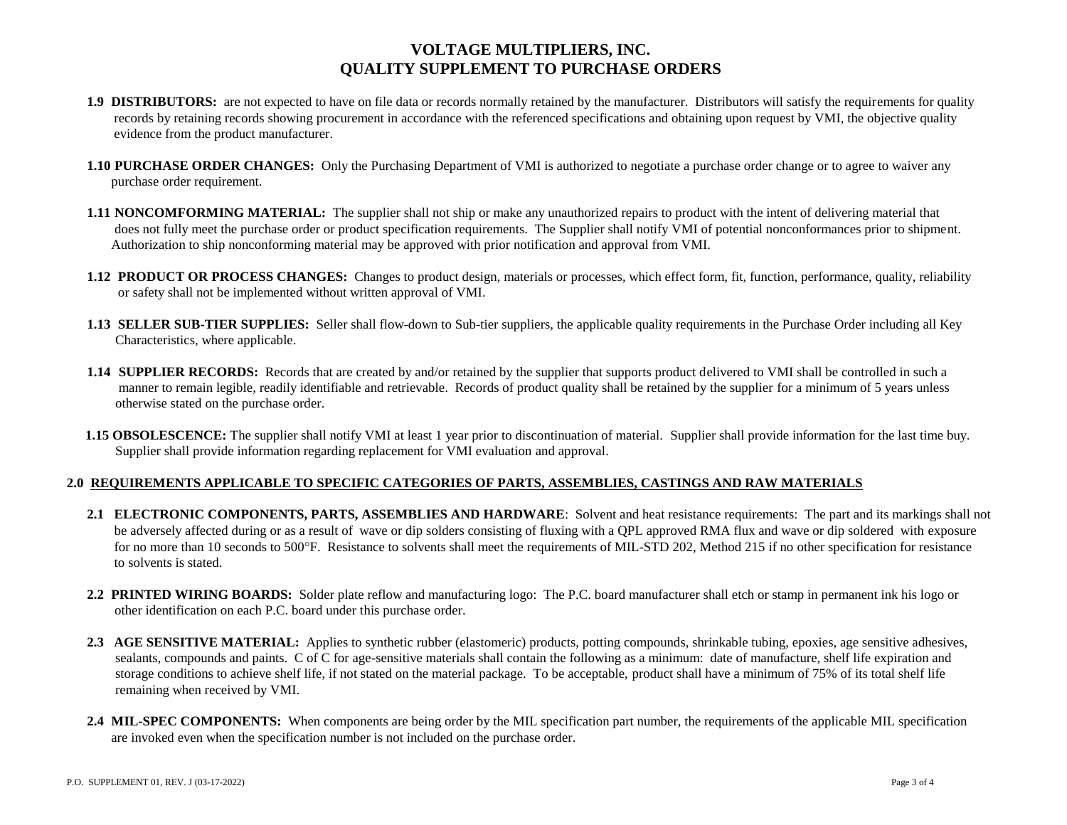# VOLTAGE MULTIPLIERS, INC.
# QUALITY SUPPLEMENT TO PURCHASE ORDERS

**1.9 DISTRIBUTORS:** are not expected to have on file data or records normally retained by the manufacturer. Distributors will satisfy the requirements for quality records by retaining records showing procurement in accordance with the referenced specifications and obtaining upon request by VMI, the objective quality evidence from the product manufacturer.

**1.10 PURCHASE ORDER CHANGES:** Only the Purchasing Department of VMI is authorized to negotiate a purchase order change or to agree to waiver any purchase order requirement.

**1.11 NONCOMFORMING MATERIAL:** The supplier shall not ship or make any unauthorized repairs to product with the intent of delivering material that does not fully meet the purchase order or product specification requirements. The Supplier shall notify VMI of potential nonconformances prior to shipment. Authorization to ship nonconforming material may be approved with prior notification and approval from VMI.

**1.12 PRODUCT OR PROCESS CHANGES:** Changes to product design, materials or processes, which effect form, fit, function, performance, quality, reliability or safety shall not be implemented without written approval of VMI.

**1.13 SELLER SUB-TIER SUPPLIES:** Seller shall flow-down to Sub-tier suppliers, the applicable quality requirements in the Purchase Order including all Key Characteristics, where applicable.

**1.14 SUPPLIER RECORDS:** Records that are created by and/or retained by the supplier that supports product delivered to VMI shall be controlled in such a manner to remain legible, readily identifiable and retrievable. Records of product quality shall be retained by the supplier for a minimum of 5 years unless otherwise stated on the purchase order.

**1.15 OBSOLESCENCE:** The supplier shall notify VMI at least 1 year prior to discontinuation of material. Supplier shall provide information for the last time buy. Supplier shall provide information regarding replacement for VMI evaluation and approval.

## 2.0 REQUIREMENTS APPLICABLE TO SPECIFIC CATEGORIES OF PARTS, ASSEMBLIES, CASTINGS AND RAW MATERIALS

**2.1 ELECTRONIC COMPONENTS, PARTS, ASSEMBLIES AND HARDWARE**: Solvent and heat resistance requirements: The part and its markings shall not be adversely affected during or as a result of wave or dip solders consisting of fluxing with a QPL approved RMA flux and wave or dip soldered with exposure for no more than 10 seconds to 500°F. Resistance to solvents shall meet the requirements of MIL-STD 202, Method 215 if no other specification for resistance to solvents is stated.

**2.2 PRINTED WIRING BOARDS:** Solder plate reflow and manufacturing logo: The P.C. board manufacturer shall etch or stamp in permanent ink his logo or other identification on each P.C. board under this purchase order.

**2.3 AGE SENSITIVE MATERIAL:** Applies to synthetic rubber (elastomeric) products, potting compounds, shrinkable tubing, epoxies, age sensitive adhesives, sealants, compounds and paints. C of C for age-sensitive materials shall contain the following as a minimum: date of manufacture, shelf life expiration and storage conditions to achieve shelf life, if not stated on the material package. To be acceptable, product shall have a minimum of 75% of its total shelf life remaining when received by VMI.

**2.4 MIL-SPEC COMPONENTS:** When components are being order by the MIL specification part number, the requirements of the applicable MIL specification are invoked even when the specification number is not included on the purchase order.

P.O. SUPPLEMENT 01, REV. J (03-17-2022)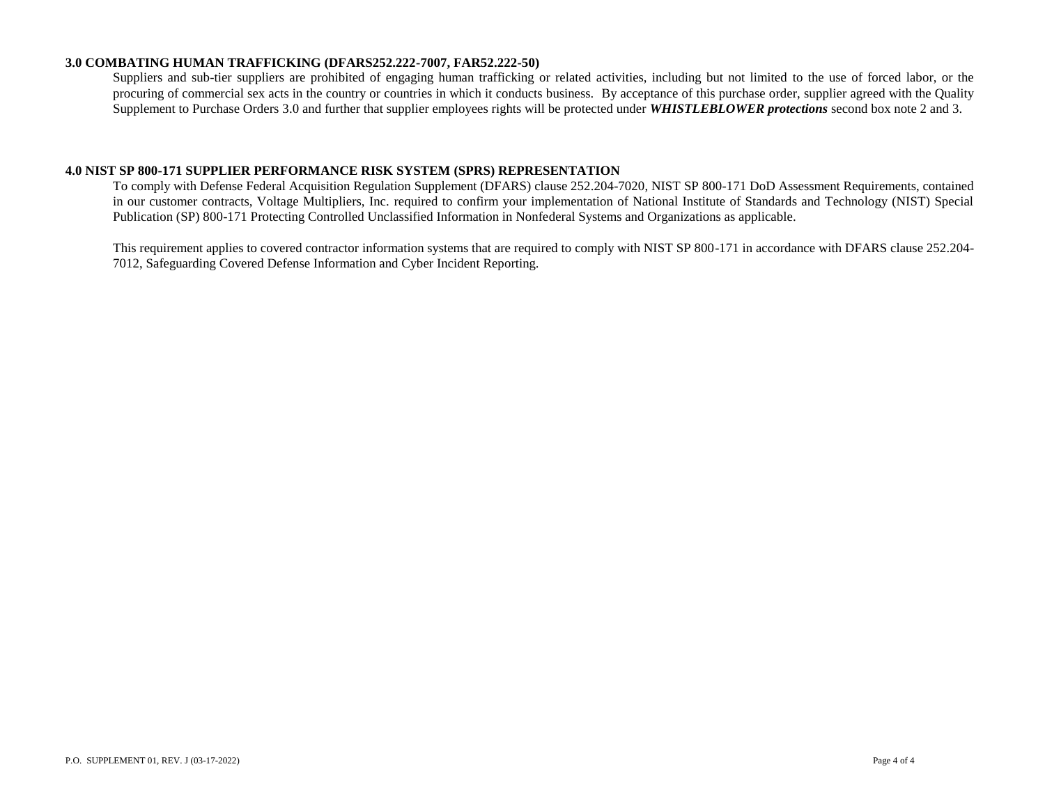### 3.0 COMBATING HUMAN TRAFFICKING (DFARS252.222-7007, FAR52.222-50)

Suppliers and sub-tier suppliers are prohibited of engaging human trafficking or related activities, including but not limited to the use of forced labor, or the procuring of commercial sex acts in the country or countries in which it conducts business. By acceptance of this purchase order, supplier agreed with the Quality Supplement to Purchase Orders 3.0 and further that supplier employees rights will be protected under ***WHISTLEBLOWER protections*** second box note 2 and 3.

### 4.0 NIST SP 800-171 SUPPLIER PERFORMANCE RISK SYSTEM (SPRS) REPRESENTATION

To comply with Defense Federal Acquisition Regulation Supplement (DFARS) clause 252.204-7020, NIST SP 800-171 DoD Assessment Requirements, contained in our customer contracts, Voltage Multipliers, Inc. required to confirm your implementation of National Institute of Standards and Technology (NIST) Special Publication (SP) 800-171 Protecting Controlled Unclassified Information in Nonfederal Systems and Organizations as applicable.

This requirement applies to covered contractor information systems that are required to comply with NIST SP 800-171 in accordance with DFARS clause 252.204-7012, Safeguarding Covered Defense Information and Cyber Incident Reporting.